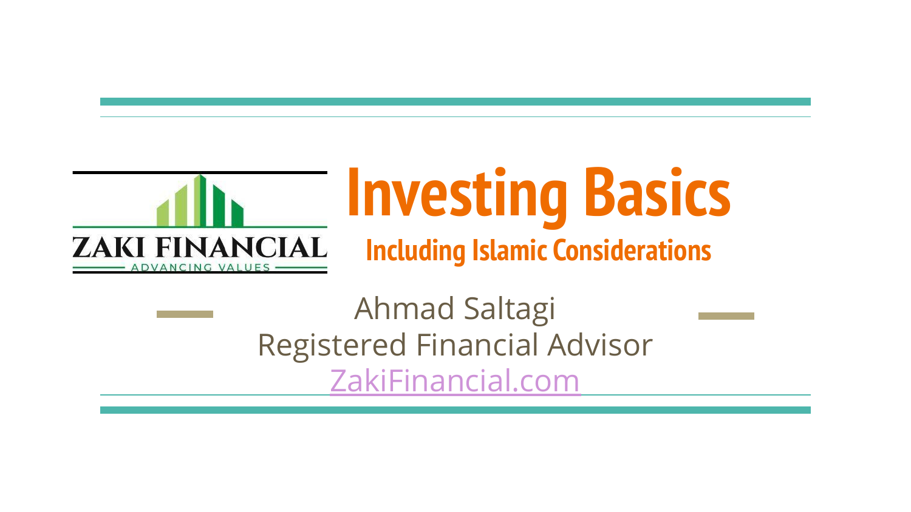ZAKI FINANCIAL

ADVANCING VALUES

# Investing Basics

## Including Islamic Considerations

Ahmad Saltagi

Registered Financial Advisor

ZakiFinancial.com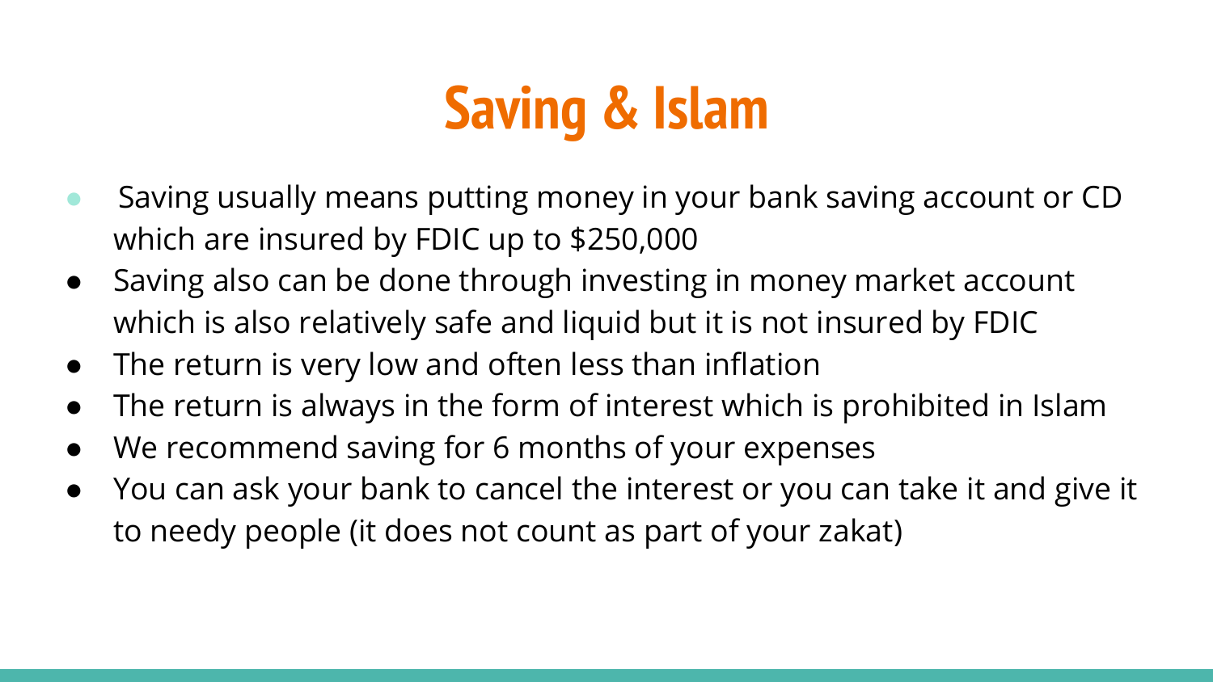# Saving & Islam

- Saving usually means putting money in your bank saving account or CD which are insured by FDIC up to $250,000
- Saving also can be done through investing in money market account which is also relatively safe and liquid but it is not insured by FDIC
- The return is very low and often less than inflation
- The return is always in the form of interest which is prohibited in Islam
- We recommend saving for 6 months of your expenses
- You can ask your bank to cancel the interest or you can take it and give it to needy people (it does not count as part of your zakat)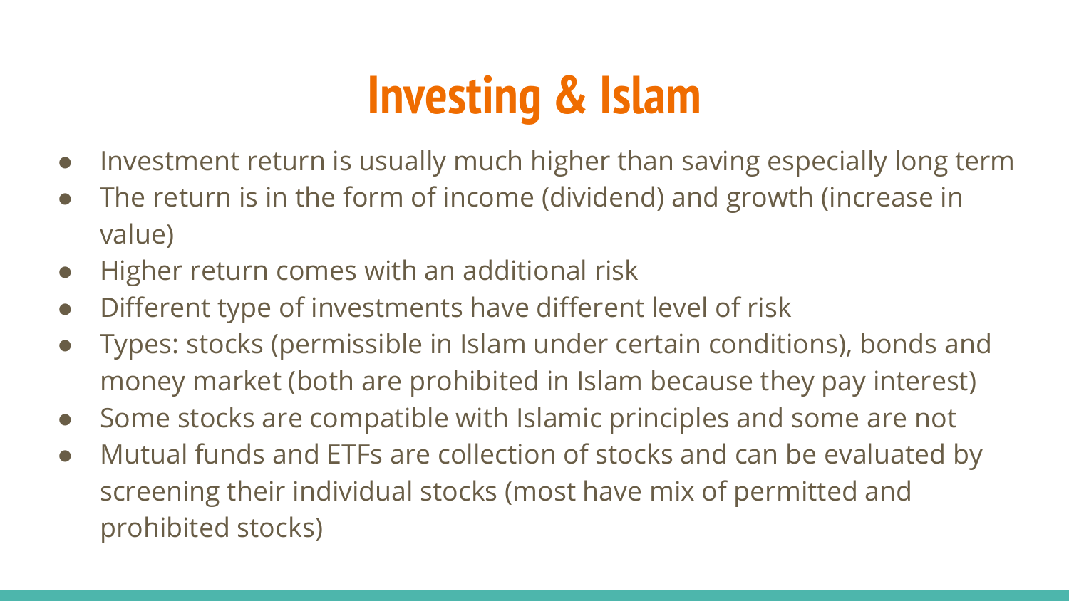# Investing & Islam

- Investment return is usually much higher than saving especially long term
- The return is in the form of income (dividend) and growth (increase in value)
- Higher return comes with an additional risk
- Different type of investments have different level of risk
- Types: stocks (permissible in Islam under certain conditions), bonds and money market (both are prohibited in Islam because they pay interest)
- Some stocks are compatible with Islamic principles and some are not
- Mutual funds and ETFs are collection of stocks and can be evaluated by screening their individual stocks (most have mix of permitted and prohibited stocks)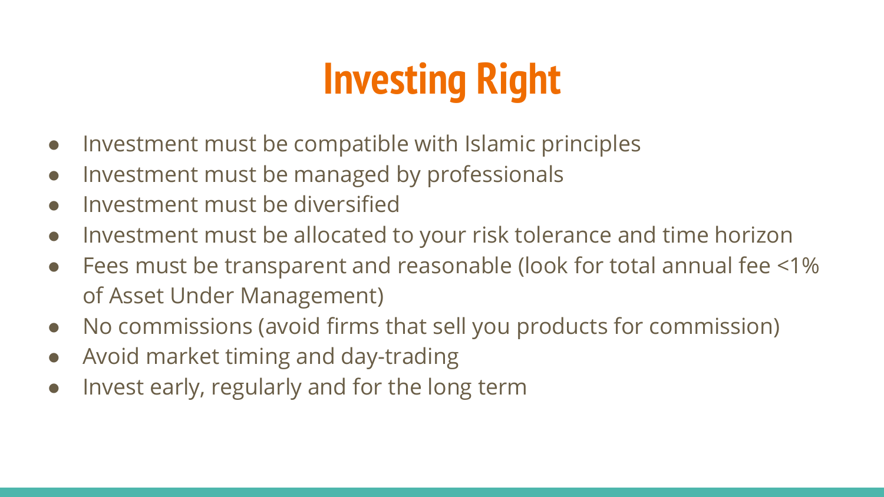# Investing Right

- Investment must be compatible with Islamic principles
- Investment must be managed by professionals
- Investment must be diversified
- Investment must be allocated to your risk tolerance and time horizon
- Fees must be transparent and reasonable (look for total annual fee <1% of Asset Under Management)
- No commissions (avoid firms that sell you products for commission)
- Avoid market timing and day-trading
- Invest early, regularly and for the long term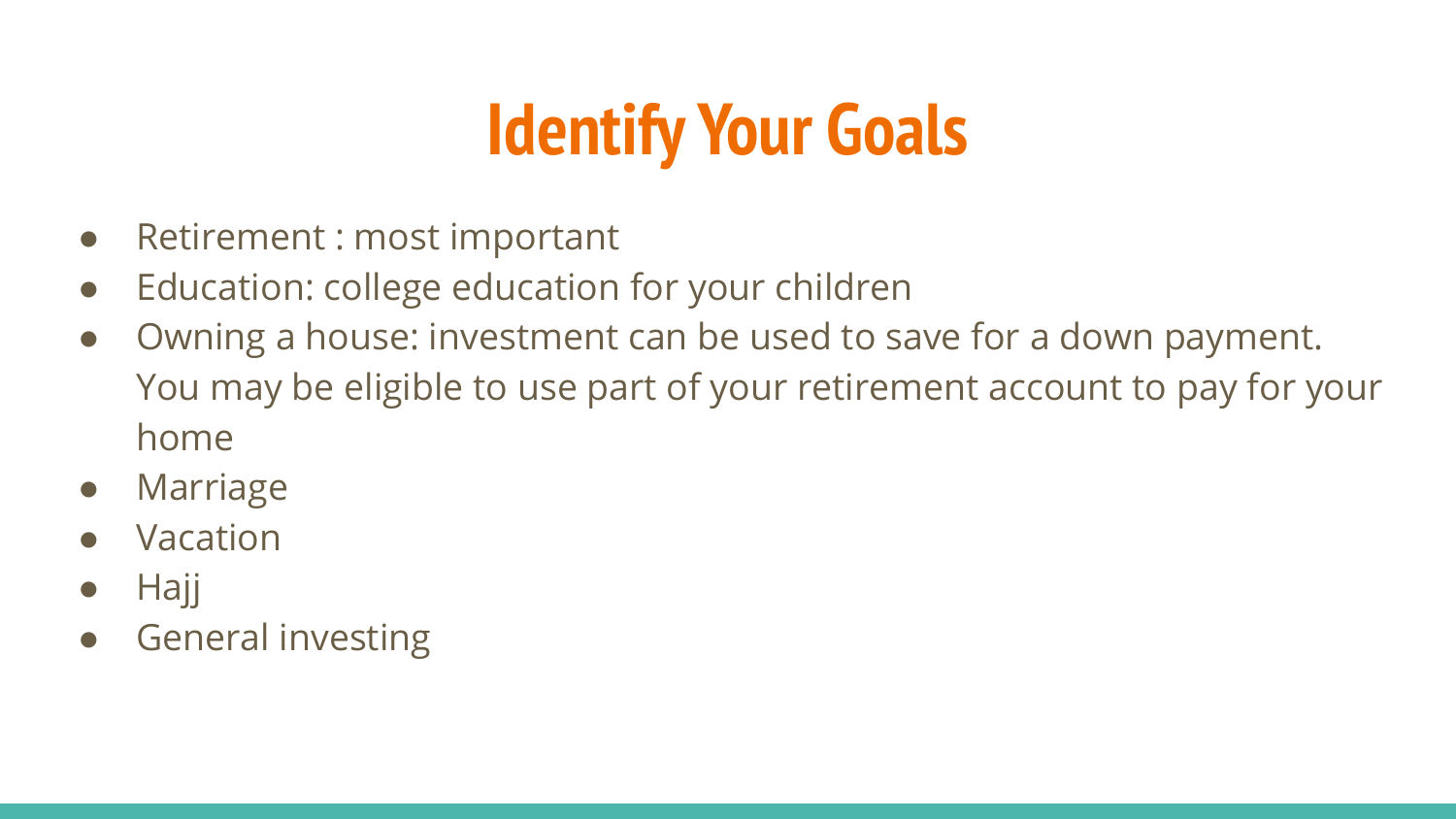# Identify Your Goals

- Retirement : most important
- Education: college education for your children
- Owning a house: investment can be used to save for a down payment. You may be eligible to use part of your retirement account to pay for your home
- Marriage
- Vacation
- Hajj
- General investing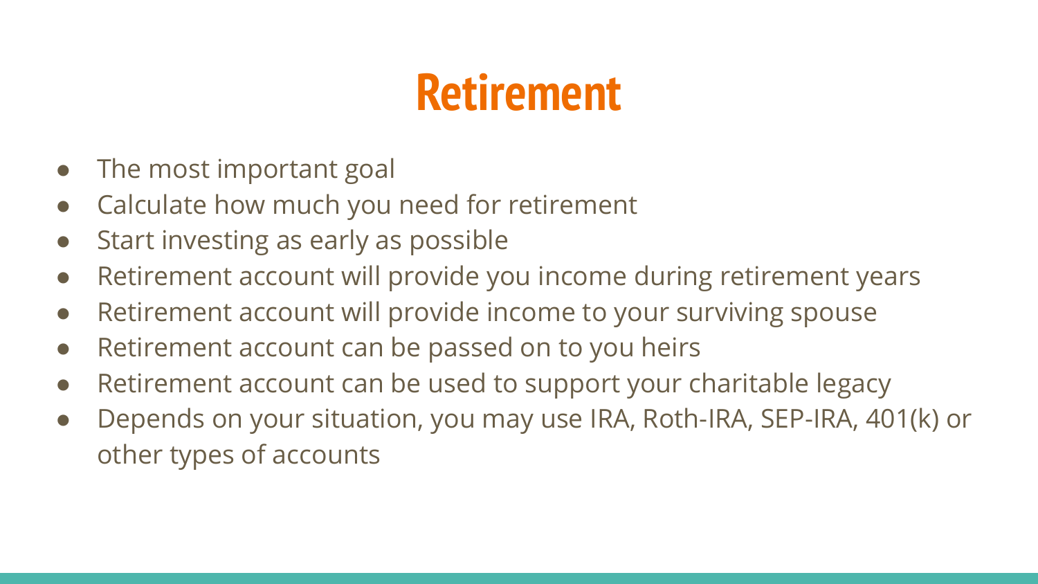# Retirement

- The most important goal
- Calculate how much you need for retirement
- Start investing as early as possible
- Retirement account will provide you income during retirement years
- Retirement account will provide income to your surviving spouse
- Retirement account can be passed on to you heirs
- Retirement account can be used to support your charitable legacy
- Depends on your situation, you may use IRA, Roth-IRA, SEP-IRA, 401(k) or other types of accounts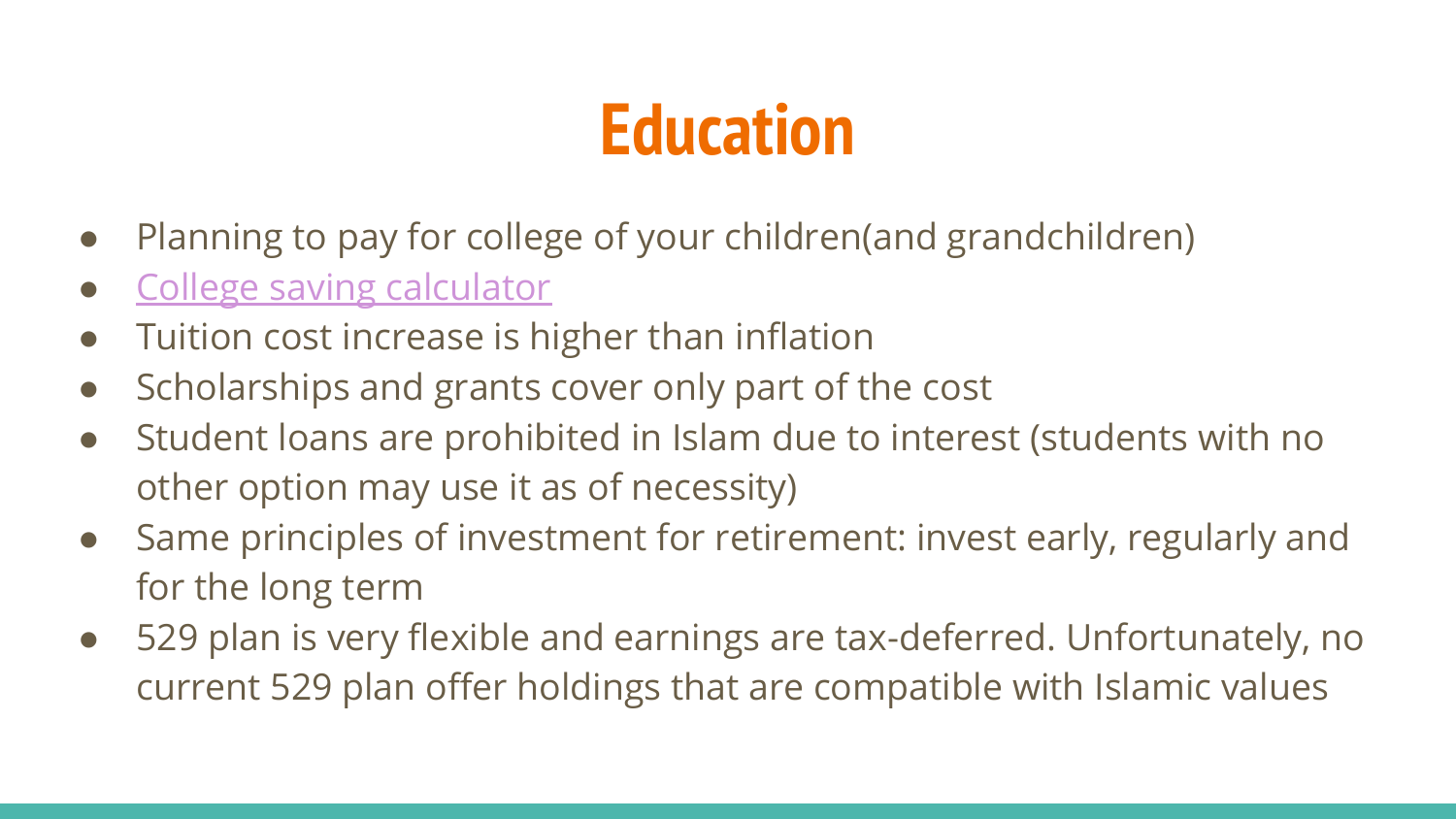# Education

- Planning to pay for college of your children(and grandchildren)
- College saving calculator
- Tuition cost increase is higher than inflation
- Scholarships and grants cover only part of the cost
- Student loans are prohibited in Islam due to interest (students with no other option may use it as of necessity)
- Same principles of investment for retirement: invest early, regularly and for the long term
- 529 plan is very flexible and earnings are tax-deferred. Unfortunately, no current 529 plan offer holdings that are compatible with Islamic values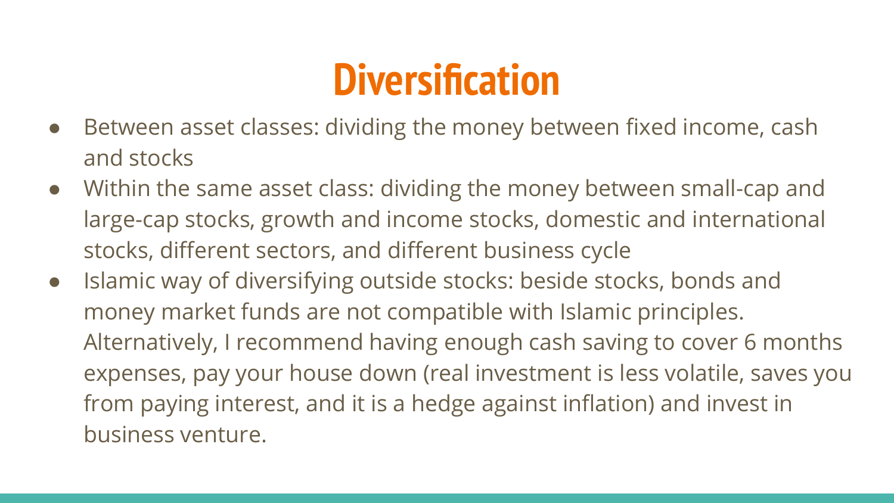# Diversification

- Between asset classes: dividing the money between fixed income, cash and stocks
- Within the same asset class: dividing the money between small-cap and large-cap stocks, growth and income stocks, domestic and international stocks, different sectors, and different business cycle
- Islamic way of diversifying outside stocks: beside stocks, bonds and money market funds are not compatible with Islamic principles. Alternatively, I recommend having enough cash saving to cover 6 months expenses, pay your house down (real investment is less volatile, saves you from paying interest, and it is a hedge against inflation) and invest in business venture.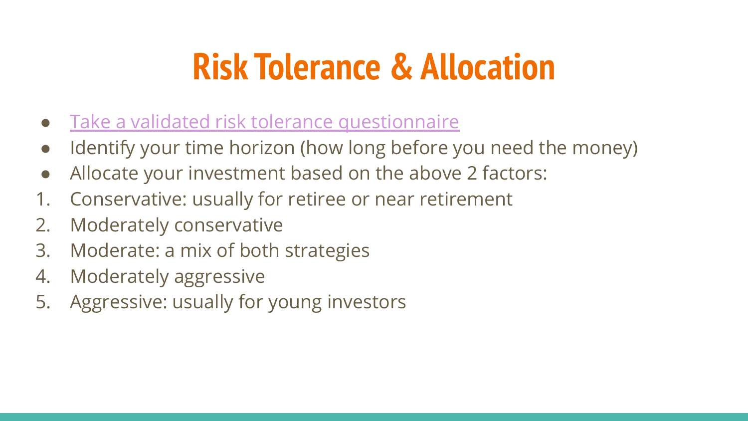# Risk Tolerance & Allocation

- Take a validated risk tolerance questionnaire
- Identify your time horizon (how long before you need the money)
- Allocate your investment based on the above 2 factors:

1. Conservative: usually for retiree or near retirement
2. Moderately conservative
3. Moderate: a mix of both strategies
4. Moderately aggressive
5. Aggressive: usually for young investors